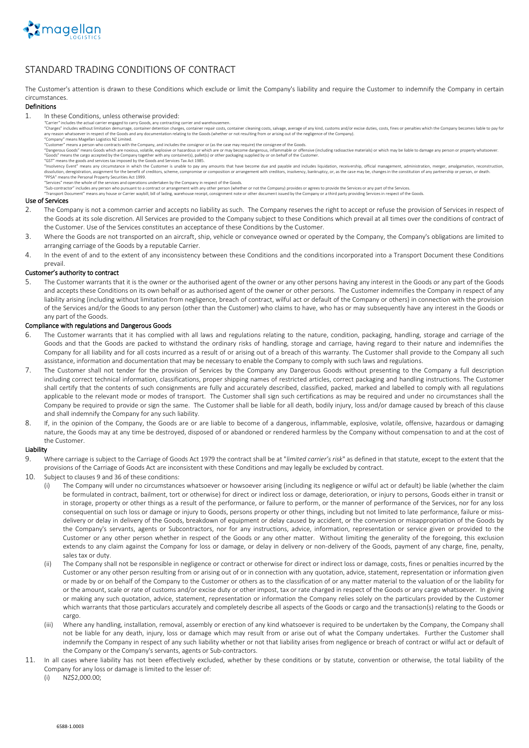# STANDARD TRADING CONDITIONS OF CONTRACT

The Customer's attention is drawn to these Conditions which exclude or limit the Company's liability and require the Customer to indemnify the Company in certain circumstances.

## Definitions

1. In these Conditions, unless otherwise provided:

"Carrier" includes the actual carrier engaged to carry Goods, any contracting carrier and warehousemen.

"Charges" includes without limitation demurrage, container detention charges, container repair costs, container cleaning costs, salvage, average of any kind, customs and/or excise duties, costs, fines or penalties which the Company becomes liable to pay for any reason whatsoever in respect of the Goods and any documentation relating to the Goods (whether or not resulting from or arising out of the negligence of the Company).

"Company" means Magellan Logistics NZ Limited.

"Customer" means a person who contracts with the Company, and includes the consignor or (as the case may require) the consignee of the Goods.

"Dangerous Goods" means Goods which are noxious, volatile, explosive or hazardous or which are or may become dangerous, inflammable or offensive (including radioactive materials) or which may be liable to damage any person or property whatsoever.

"Goods" means the cargo accepted by the Company together with any container(s), pallet(s) or other packaging supplied by or on behalf of the Customer.

"GST" means the goods and services tax imposed by the Goods and Services Tax Act 1985.

"Insolvency Event" means any circumstance in which the Customer is unable to pay any amounts that have become due and payable and includes liquidation, receivership, official management, administration, merger, amalgamation, reconstruction, dissolution, deregistration, assignment for the benefit of creditors, scheme, compromise or composition or arrangement with creditors, insolvency, bankruptcy, or, as the case may be, changes in the constitution of any partnership or person, or death.

"PPSA" means the Personal Property Securities Act 1999.

"Services" mean the whole of the services and operations undertaken by the Company in respect of the Goods.

"Sub-contractor" includes any person who pursuant to a contract or arrangement with any other person (whether or not the Company) provides or agrees to provide the Services or any part of the Services.

"Transport Document" means any house or Carrier waybill, bill of lading, warehouse receipt, consignment note or other document issued by the Company or a third party providing Services in respect of the Goods.

## Use of Services

2. The Company is not a common carrier and accepts no liability as such. The Company reserves the right to accept or refuse the provision of Services in respect of the Goods at its sole discretion. All Services are provided to the Company subject to these Conditions which prevail at all times over the conditions of contract of the Customer. Use of the Services constitutes an acceptance of these Conditions by the Customer.
3. Where the Goods are not transported on an aircraft, ship, vehicle or conveyance owned or operated by the Company, the Company's obligations are limited to arranging carriage of the Goods by a reputable Carrier.
4. In the event of and to the extent of any inconsistency between these Conditions and the conditions incorporated into a Transport Document these Conditions prevail.

## Customer's authority to contract

5. The Customer warrants that it is the owner or the authorised agent of the owner or any other persons having any interest in the Goods or any part of the Goods and accepts these Conditions on its own behalf or as authorised agent of the owner or other persons. The Customer indemnifies the Company in respect of any liability arising (including without limitation from negligence, breach of contract, wilful act or default of the Company or others) in connection with the provision of the Services and/or the Goods to any person (other than the Customer) who claims to have, who has or may subsequently have any interest in the Goods or any part of the Goods.

## Compliance with regulations and Dangerous Goods

6. The Customer warrants that it has complied with all laws and regulations relating to the nature, condition, packaging, handling, storage and carriage of the Goods and that the Goods are packed to withstand the ordinary risks of handling, storage and carriage, having regard to their nature and indemnifies the Company for all liability and for all costs incurred as a result of or arising out of a breach of this warranty. The Customer shall provide to the Company all such assistance, information and documentation that may be necessary to enable the Company to comply with such laws and regulations.
7. The Customer shall not tender for the provision of Services by the Company any Dangerous Goods without presenting to the Company a full description including correct technical information, classifications, proper shipping names of restricted articles, correct packaging and handling instructions. The Customer shall certify that the contents of such consignments are fully and accurately described, classified, packed, marked and labelled to comply with all regulations applicable to the relevant mode or modes of transport. The Customer shall sign such certifications as may be required and under no circumstances shall the Company be required to provide or sign the same. The Customer shall be liable for all death, bodily injury, loss and/or damage caused by breach of this clause and shall indemnify the Company for any such liability.
8. If, in the opinion of the Company, the Goods are or are liable to become of a dangerous, inflammable, explosive, volatile, offensive, hazardous or damaging nature, the Goods may at any time be destroyed, disposed of or abandoned or rendered harmless by the Company without compensation to and at the cost of the Customer.

## Liability

9. Where carriage is subject to the Carriage of Goods Act 1979 the contract shall be at "*limited carrier's risk*" as defined in that statute, except to the extent that the provisions of the Carriage of Goods Act are inconsistent with these Conditions and may legally be excluded by contract.
10. Subject to clauses 9 and 36 of these conditions:
    (i) The Company will under no circumstances whatsoever or howsoever arising (including its negligence or wilful act or default) be liable (whether the claim be formulated in contract, bailment, tort or otherwise) for direct or indirect loss or damage, deterioration, or injury to persons, Goods either in transit or in storage, property or other things as a result of the performance, or failure to perform, or the manner of performance of the Services, nor for any loss consequential on such loss or damage or injury to Goods, persons property or other things, including but not limited to late performance, failure or miss-delivery or delay in delivery of the Goods, breakdown of equipment or delay caused by accident, or the conversion or misappropriation of the Goods by the Company's servants, agents or Subcontractors, nor for any instructions, advice, information, representation or service given or provided to the Customer or any other person whether in respect of the Goods or any other matter. Without limiting the generality of the foregoing, this exclusion extends to any claim against the Company for loss or damage, or delay in delivery or non-delivery of the Goods, payment of any charge, fine, penalty, sales tax or duty.
    (ii) The Company shall not be responsible in negligence or contract or otherwise for direct or indirect loss or damage, costs, fines or penalties incurred by the Customer or any other person resulting from or arising out of or in connection with any quotation, advice, statement, representation or information given or made by or on behalf of the Company to the Customer or others as to the classification of or any matter material to the valuation of or the liability for or the amount, scale or rate of customs and/or excise duty or other impost, tax or rate charged in respect of the Goods or any cargo whatsoever. In giving or making any such quotation, advice, statement, representation or information the Company relies solely on the particulars provided by the Customer which warrants that those particulars accurately and completely describe all aspects of the Goods or cargo and the transaction(s) relating to the Goods or cargo.
    (iii) Where any handling, installation, removal, assembly or erection of any kind whatsoever is required to be undertaken by the Company, the Company shall not be liable for any death, injury, loss or damage which may result from or arise out of what the Company undertakes. Further the Customer shall indemnify the Company in respect of any such liability whether or not that liability arises from negligence or breach of contract or wilful act or default of the Company or the Company's servants, agents or Sub-contractors.
11. In all cases where liability has not been effectively excluded, whether by these conditions or by statute, convention or otherwise, the total liability of the Company for any loss or damage is limited to the lesser of:
    (i) NZ$2,000.00;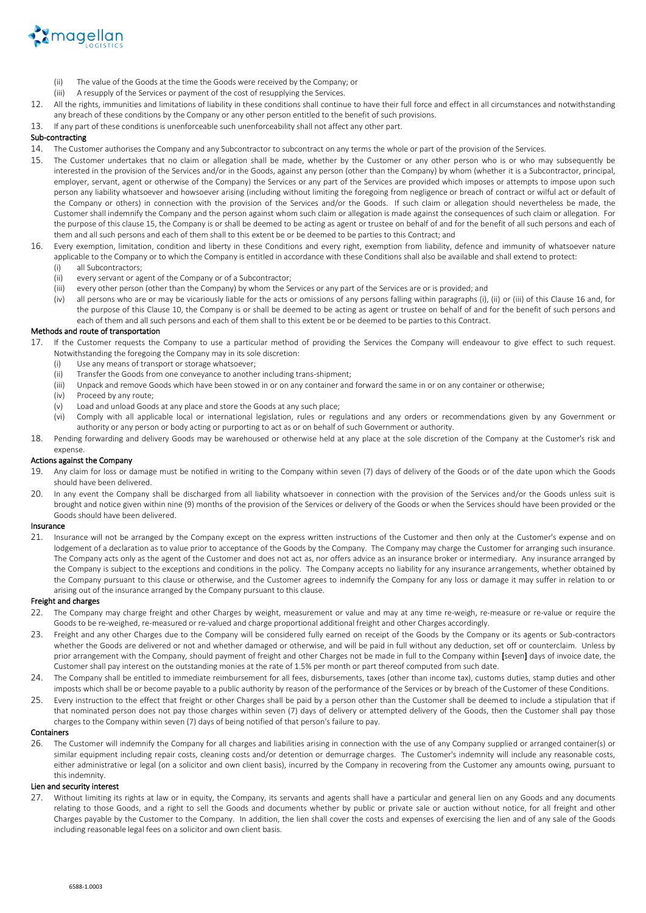(ii) The value of the Goods at the time the Goods were received by the Company; or

(iii) A resupply of the Services or payment of the cost of resupplying the Services.

12. All the rights, immunities and limitations of liability in these conditions shall continue to have their full force and effect in all circumstances and notwithstanding any breach of these conditions by the Company or any other person entitled to the benefit of such provisions.
13. If any part of these conditions is unenforceable such unenforceability shall not affect any other part.

**Sub-contracting**

14. The Customer authorises the Company and any Subcontractor to subcontract on any terms the whole or part of the provision of the Services.
15. The Customer undertakes that no claim or allegation shall be made, whether by the Customer or any other person who is or who may subsequently be interested in the provision of the Services and/or in the Goods, against any person (other than the Company) by whom (whether it is a Subcontractor, principal, employer, servant, agent or otherwise of the Company) the Services or any part of the Services are provided which imposes or attempts to impose upon such person any liability whatsoever and howsoever arising (including without limiting the foregoing from negligence or breach of contract or wilful act or default of the Company or others) in connection with the provision of the Services and/or the Goods. If such claim or allegation should nevertheless be made, the Customer shall indemnify the Company and the person against whom such claim or allegation is made against the consequences of such claim or allegation. For the purpose of this clause 15, the Company is or shall be deemed to be acting as agent or trustee on behalf of and for the benefit of all such persons and each of them and all such persons and each of them shall to this extent be or be deemed to be parties to this Contract; and
16. Every exemption, limitation, condition and liberty in these Conditions and every right, exemption from liability, defence and immunity of whatsoever nature applicable to the Company or to which the Company is entitled in accordance with these Conditions shall also be available and shall extend to protect:
    (i) all Subcontractors;
    (ii) every servant or agent of the Company or of a Subcontractor;
    (iii) every other person (other than the Company) by whom the Services or any part of the Services are or is provided; and
    (iv) all persons who are or may be vicariously liable for the acts or omissions of any persons falling within paragraphs (i), (ii) or (iii) of this Clause 16 and, for the purpose of this Clause 10, the Company is or shall be deemed to be acting as agent or trustee on behalf of and for the benefit of such persons and each of them and all such persons and each of them shall to this extent be or be deemed to be parties to this Contract.

**Methods and route of transportation**

17. If the Customer requests the Company to use a particular method of providing the Services the Company will endeavour to give effect to such request. Notwithstanding the foregoing the Company may in its sole discretion:
    (i) Use any means of transport or storage whatsoever;
    (ii) Transfer the Goods from one conveyance to another including trans-shipment;
    (iii) Unpack and remove Goods which have been stowed in or on any container and forward the same in or on any container or otherwise;
    (iv) Proceed by any route;
    (v) Load and unload Goods at any place and store the Goods at any such place;
    (vi) Comply with all applicable local or international legislation, rules or regulations and any orders or recommendations given by any Government or authority or any person or body acting or purporting to act as or on behalf of such Government or authority.
18. Pending forwarding and delivery Goods may be warehoused or otherwise held at any place at the sole discretion of the Company at the Customer's risk and expense.

**Actions against the Company**

19. Any claim for loss or damage must be notified in writing to the Company within seven (7) days of delivery of the Goods or of the date upon which the Goods should have been delivered.
20. In any event the Company shall be discharged from all liability whatsoever in connection with the provision of the Services and/or the Goods unless suit is brought and notice given within nine (9) months of the provision of the Services or delivery of the Goods or when the Services should have been provided or the Goods should have been delivered.

**Insurance**

21. Insurance will not be arranged by the Company except on the express written instructions of the Customer and then only at the Customer's expense and on lodgement of a declaration as to value prior to acceptance of the Goods by the Company. The Company may charge the Customer for arranging such insurance. The Company acts only as the agent of the Customer and does not act as, nor offers advice as an insurance broker or intermediary. Any insurance arranged by the Company is subject to the exceptions and conditions in the policy. The Company accepts no liability for any insurance arrangements, whether obtained by the Company pursuant to this clause or otherwise, and the Customer agrees to indemnify the Company for any loss or damage it may suffer in relation to or arising out of the insurance arranged by the Company pursuant to this clause.

**Freight and charges**

22. The Company may charge freight and other Charges by weight, measurement or value and may at any time re-weigh, re-measure or re-value or require the Goods to be re-weighed, re-measured or re-valued and charge proportional additional freight and other Charges accordingly.
23. Freight and any other Charges due to the Company will be considered fully earned on receipt of the Goods by the Company or its agents or Sub-contractors whether the Goods are delivered or not and whether damaged or otherwise, and will be paid in full without any deduction, set off or counterclaim. Unless by prior arrangement with the Company, should payment of freight and other Charges not be made in full to the Company within [seven] days of invoice date, the Customer shall pay interest on the outstanding monies at the rate of 1.5% per month or part thereof computed from such date.
24. The Company shall be entitled to immediate reimbursement for all fees, disbursements, taxes (other than income tax), customs duties, stamp duties and other imposts which shall be or become payable to a public authority by reason of the performance of the Services or by breach of the Customer of these Conditions.
25. Every instruction to the effect that freight or other Charges shall be paid by a person other than the Customer shall be deemed to include a stipulation that if that nominated person does not pay those charges within seven (7) days of delivery or attempted delivery of the Goods, then the Customer shall pay those charges to the Company within seven (7) days of being notified of that person's failure to pay.

**Containers**

26. The Customer will indemnify the Company for all charges and liabilities arising in connection with the use of any Company supplied or arranged container(s) or similar equipment including repair costs, cleaning costs and/or detention or demurrage charges. The Customer's indemnity will include any reasonable costs, either administrative or legal (on a solicitor and own client basis), incurred by the Company in recovering from the Customer any amounts owing, pursuant to this indemnity.

**Lien and security interest**

27. Without limiting its rights at law or in equity, the Company, its servants and agents shall have a particular and general lien on any Goods and any documents relating to those Goods, and a right to sell the Goods and documents whether by public or private sale or auction without notice, for all freight and other Charges payable by the Customer to the Company. In addition, the lien shall cover the costs and expenses of exercising the lien and of any sale of the Goods including reasonable legal fees on a solicitor and own client basis.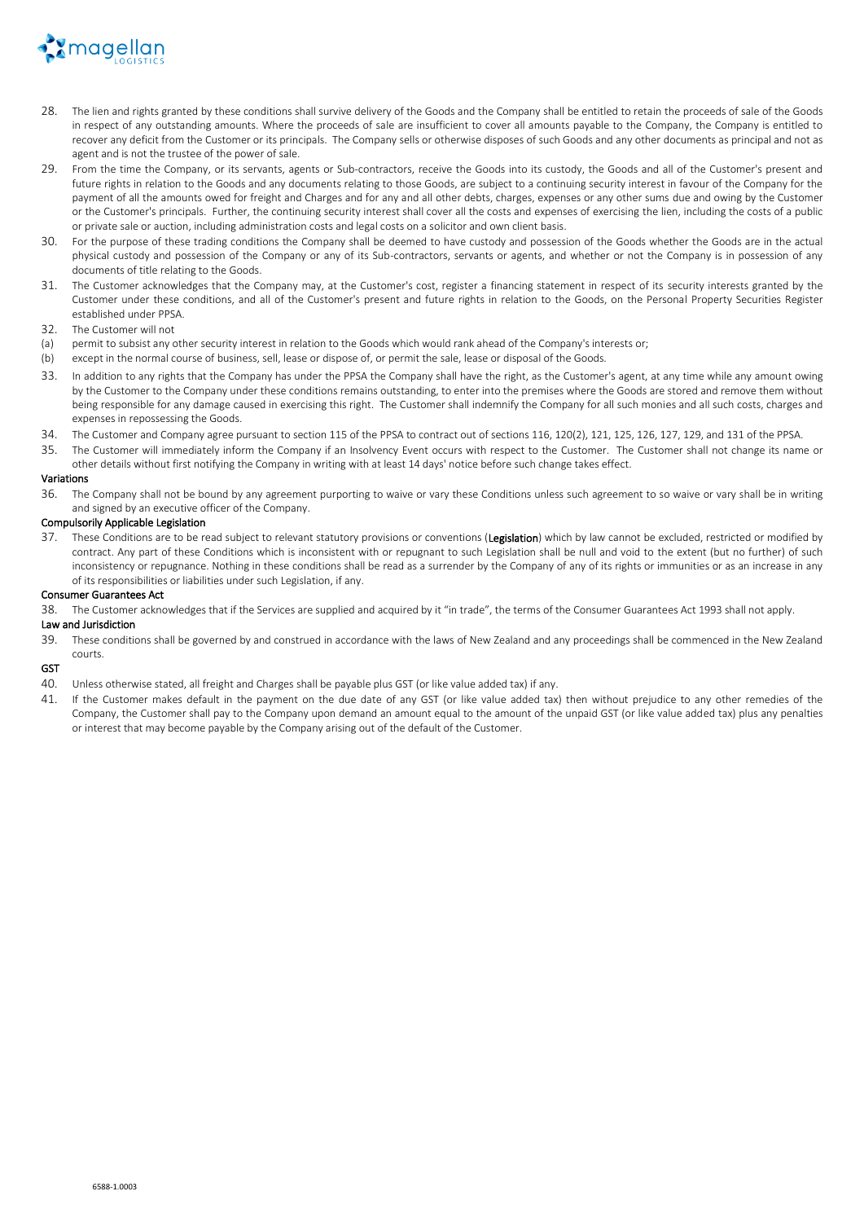28. The lien and rights granted by these conditions shall survive delivery of the Goods and the Company shall be entitled to retain the proceeds of sale of the Goods in respect of any outstanding amounts. Where the proceeds of sale are insufficient to cover all amounts payable to the Company, the Company is entitled to recover any deficit from the Customer or its principals. The Company sells or otherwise disposes of such Goods and any other documents as principal and not as agent and is not the trustee of the power of sale.
29. From the time the Company, or its servants, agents or Sub-contractors, receive the Goods into its custody, the Goods and all of the Customer's present and future rights in relation to the Goods and any documents relating to those Goods, are subject to a continuing security interest in favour of the Company for the payment of all the amounts owed for freight and Charges and for any and all other debts, charges, expenses or any other sums due and owing by the Customer or the Customer's principals. Further, the continuing security interest shall cover all the costs and expenses of exercising the lien, including the costs of a public or private sale or auction, including administration costs and legal costs on a solicitor and own client basis.
30. For the purpose of these trading conditions the Company shall be deemed to have custody and possession of the Goods whether the Goods are in the actual physical custody and possession of the Company or any of its Sub-contractors, servants or agents, and whether or not the Company is in possession of any documents of title relating to the Goods.
31. The Customer acknowledges that the Company may, at the Customer's cost, register a financing statement in respect of its security interests granted by the Customer under these conditions, and all of the Customer's present and future rights in relation to the Goods, on the Personal Property Securities Register established under PPSA.
32. The Customer will not

(a) permit to subsist any other security interest in relation to the Goods which would rank ahead of the Company's interests or;

(b) except in the normal course of business, sell, lease or dispose of, or permit the sale, lease or disposal of the Goods.

33. In addition to any rights that the Company has under the PPSA the Company shall have the right, as the Customer's agent, at any time while any amount owing by the Customer to the Company under these conditions remains outstanding, to enter into the premises where the Goods are stored and remove them without being responsible for any damage caused in exercising this right. The Customer shall indemnify the Company for all such monies and all such costs, charges and expenses in repossessing the Goods.
34. The Customer and Company agree pursuant to section 115 of the PPSA to contract out of sections 116, 120(2), 121, 125, 126, 127, 129, and 131 of the PPSA.
35. The Customer will immediately inform the Company if an Insolvency Event occurs with respect to the Customer. The Customer shall not change its name or other details without first notifying the Company in writing with at least 14 days' notice before such change takes effect.

**Variations**

36. The Company shall not be bound by any agreement purporting to waive or vary these Conditions unless such agreement to so waive or vary shall be in writing and signed by an executive officer of the Company.

**Compulsorily Applicable Legislation**

37. These Conditions are to be read subject to relevant statutory provisions or conventions (**Legislation**) which by law cannot be excluded, restricted or modified by contract. Any part of these Conditions which is inconsistent with or repugnant to such Legislation shall be null and void to the extent (but no further) of such inconsistency or repugnance. Nothing in these conditions shall be read as a surrender by the Company of any of its rights or immunities or as an increase in any of its responsibilities or liabilities under such Legislation, if any.

**Consumer Guarantees Act**

38. The Customer acknowledges that if the Services are supplied and acquired by it "in trade", the terms of the Consumer Guarantees Act 1993 shall not apply.

**Law and Jurisdiction**

39. These conditions shall be governed by and construed in accordance with the laws of New Zealand and any proceedings shall be commenced in the New Zealand courts.

**GST**

40. Unless otherwise stated, all freight and Charges shall be payable plus GST (or like value added tax) if any.
41. If the Customer makes default in the payment on the due date of any GST (or like value added tax) then without prejudice to any other remedies of the Company, the Customer shall pay to the Company upon demand an amount equal to the amount of the unpaid GST (or like value added tax) plus any penalties or interest that may become payable by the Company arising out of the default of the Customer.

6588-1.0003